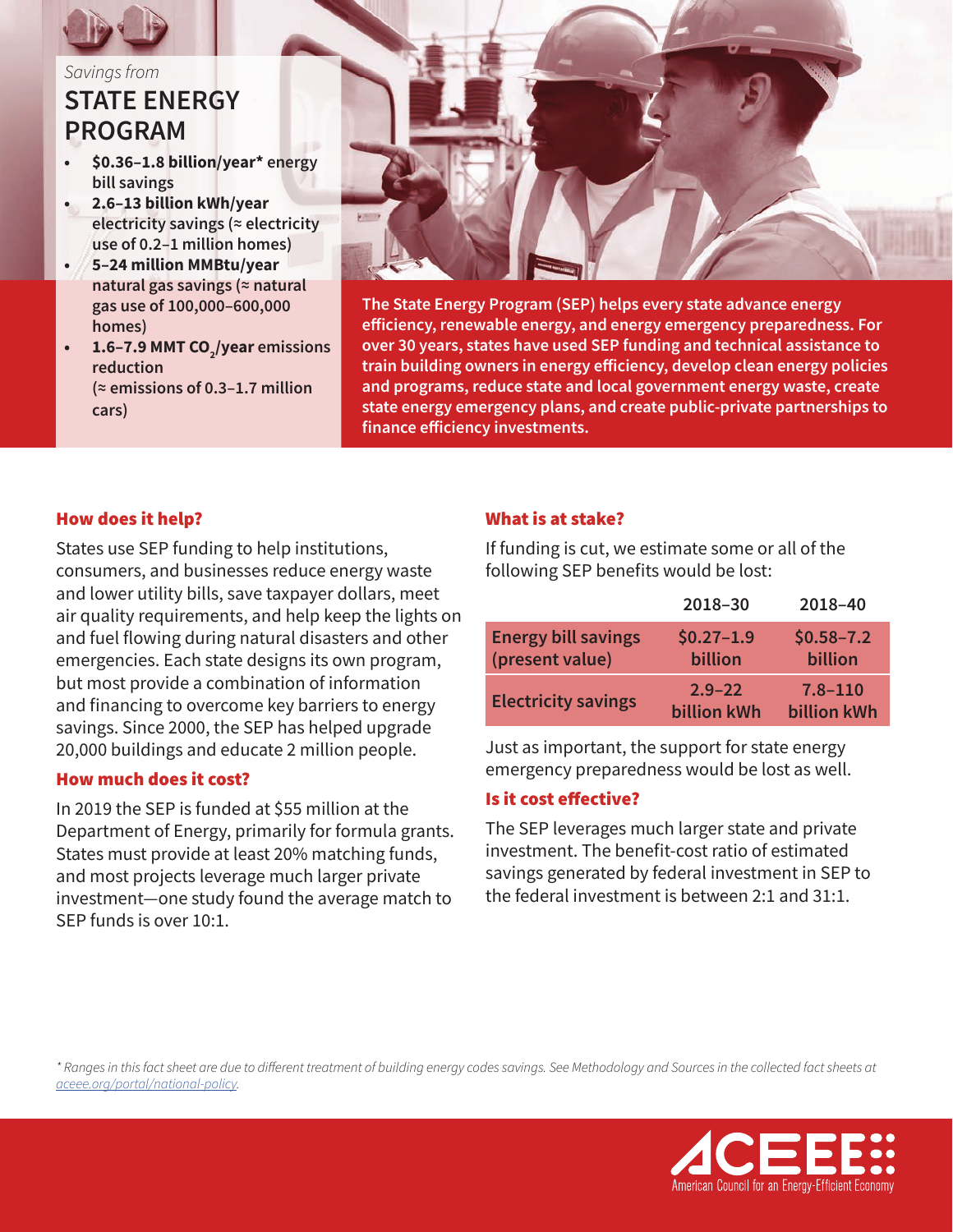*Savings from*

# STATE ENERGY PROGRAM

- **$0.36–1.8 billion/year*** energy bill savings
- **2.6–13 billion kWh/year** electricity savings (≈ electricity use of 0.2–1 million homes)
- **5–24 million MMBtu/year** natural gas savings (≈ natural gas use of 100,000–600,000 homes)
- **1.6–7.9 MMT $CO_2$/year** emissions reduction (≈ emissions of 0.3–1.7 million cars)

**The State Energy Program (SEP) helps every state advance energy efficiency, renewable energy, and energy emergency preparedness. For over 30 years, states have used SEP funding and technical assistance to train building owners in energy efficiency, develop clean energy policies and programs, reduce state and local government energy waste, create state energy emergency plans, and create public-private partnerships to finance efficiency investments.**

## How does it help?

States use SEP funding to help institutions, consumers, and businesses reduce energy waste and lower utility bills, save taxpayer dollars, meet air quality requirements, and help keep the lights on and fuel flowing during natural disasters and other emergencies. Each state designs its own program, but most provide a combination of information and financing to overcome key barriers to energy savings. Since 2000, the SEP has helped upgrade 20,000 buildings and educate 2 million people.

## How much does it cost?

In 2019 the SEP is funded at $55 million at the Department of Energy, primarily for formula grants. States must provide at least 20% matching funds, and most projects leverage much larger private investment—one study found the average match to SEP funds is over 10:1.

## What is at stake?

If funding is cut, we estimate some or all of the following SEP benefits would be lost:

| | 2018–30 | 2018–40 |
|---|---|---|
| **Energy bill savings (present value)** | $0.27–1.9 billion | $0.58–7.2 billion |
| **Electricity savings** | 2.9–22 billion kWh | 7.8–110 billion kWh |

Just as important, the support for state energy emergency preparedness would be lost as well.

## Is it cost effective?

The SEP leverages much larger state and private investment. The benefit-cost ratio of estimated savings generated by federal investment in SEP to the federal investment is between 2:1 and 31:1.

*\* Ranges in this fact sheet are due to different treatment of building energy codes savings. See Methodology and Sources in the collected fact sheets at aceee.org/portal/national-policy.*

ACEEE
American Council for an Energy-Efficient Economy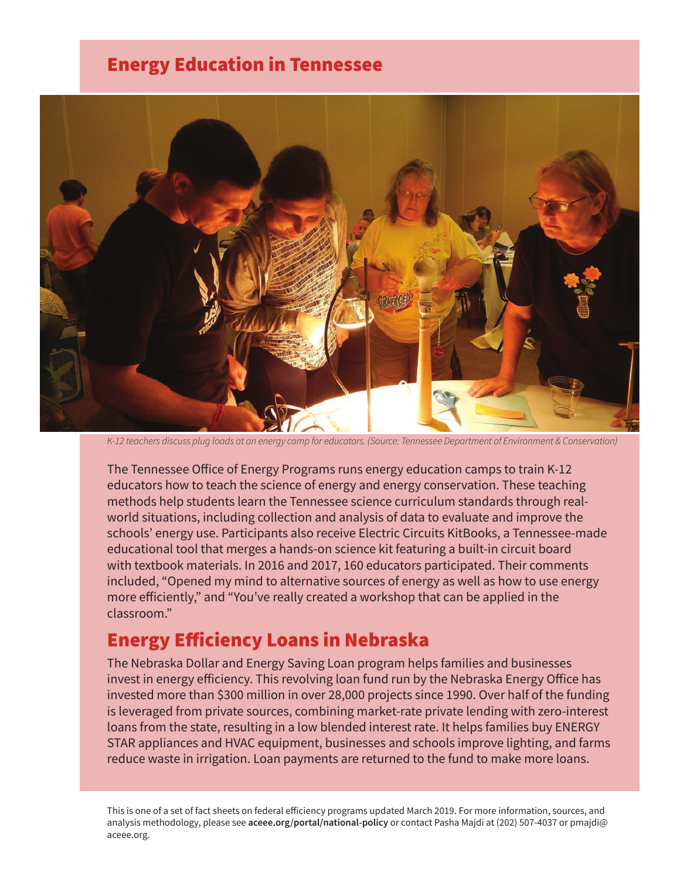## Energy Education in Tennessee

*K-12 teachers discuss plug loads at an energy camp for educators. (Source: Tennessee Department of Environment & Conservation)*

The Tennessee Office of Energy Programs runs energy education camps to train K-12 educators how to teach the science of energy and energy conservation. These teaching methods help students learn the Tennessee science curriculum standards through real-world situations, including collection and analysis of data to evaluate and improve the schools' energy use. Participants also receive Electric Circuits KitBooks, a Tennessee-made educational tool that merges a hands-on science kit featuring a built-in circuit board with textbook materials. In 2016 and 2017, 160 educators participated. Their comments included, "Opened my mind to alternative sources of energy as well as how to use energy more efficiently," and "You've really created a workshop that can be applied in the classroom."

## Energy Efficiency Loans in Nebraska

The Nebraska Dollar and Energy Saving Loan program helps families and businesses invest in energy efficiency. This revolving loan fund run by the Nebraska Energy Office has invested more than $300 million in over 28,000 projects since 1990. Over half of the funding is leveraged from private sources, combining market-rate private lending with zero-interest loans from the state, resulting in a low blended interest rate. It helps families buy ENERGY STAR appliances and HVAC equipment, businesses and schools improve lighting, and farms reduce waste in irrigation. Loan payments are returned to the fund to make more loans.

This is one of a set of fact sheets on federal efficiency programs updated March 2019. For more information, sources, and analysis methodology, please see **aceee.org/portal/national-policy** or contact Pasha Majdi at (202) 507-4037 or pmajdi@aceee.org.